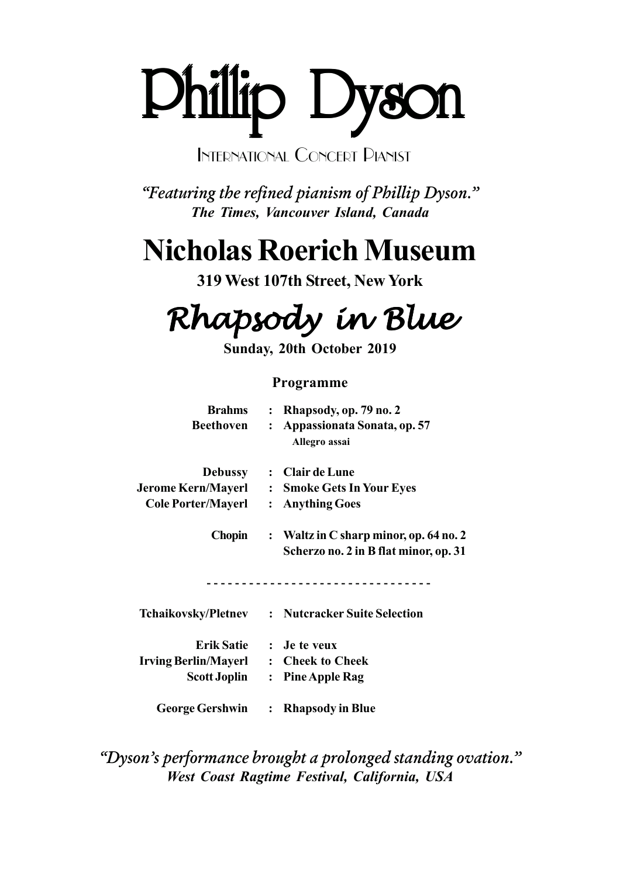# Phillip Dyson

INTERNATIONAL CONCERT PIANIST

*"Featuring the refined pianism of Phillip Dyson."*
***The Times, Vancouver Island, Canada***

# Nicholas Roerich Museum

**319 West 107th Street, New York**

## *Rhapsody in Blue*

**Sunday, 20th October 2019**

### Programme

| | | |
|---|---|---|
| **Brahms** | **:** | **Rhapsody, op. 79 no. 2** |
| **Beethoven** | **:** | **Appassionata Sonata, op. 57** |
| | | **Allegro assai** |
| **Debussy** | **:** | **Clair de Lune** |
| **Jerome Kern/Mayerl** | **:** | **Smoke Gets In Your Eyes** |
| **Cole Porter/Mayerl** | **:** | **Anything Goes** |
| **Chopin** | **:** | **Waltz in C sharp minor, op. 64 no. 2** |
| | | **Scherzo no. 2 in B flat minor, op. 31** |

- - - - - - - - - - - - - - - - - - - - - - - - - - - - - - -

| | | |
|---|---|---|
| **Tchaikovsky/Pletnev** | **:** | **Nutcracker Suite Selection** |
| **Erik Satie** | **:** | **Je te veux** |
| **Irving Berlin/Mayerl** | **:** | **Cheek to Cheek** |
| **Scott Joplin** | **:** | **Pine Apple Rag** |
| **George Gershwin** | **:** | **Rhapsody in Blue** |

*"Dyson's performance brought a prolonged standing ovation."*
***West Coast Ragtime Festival, California, USA***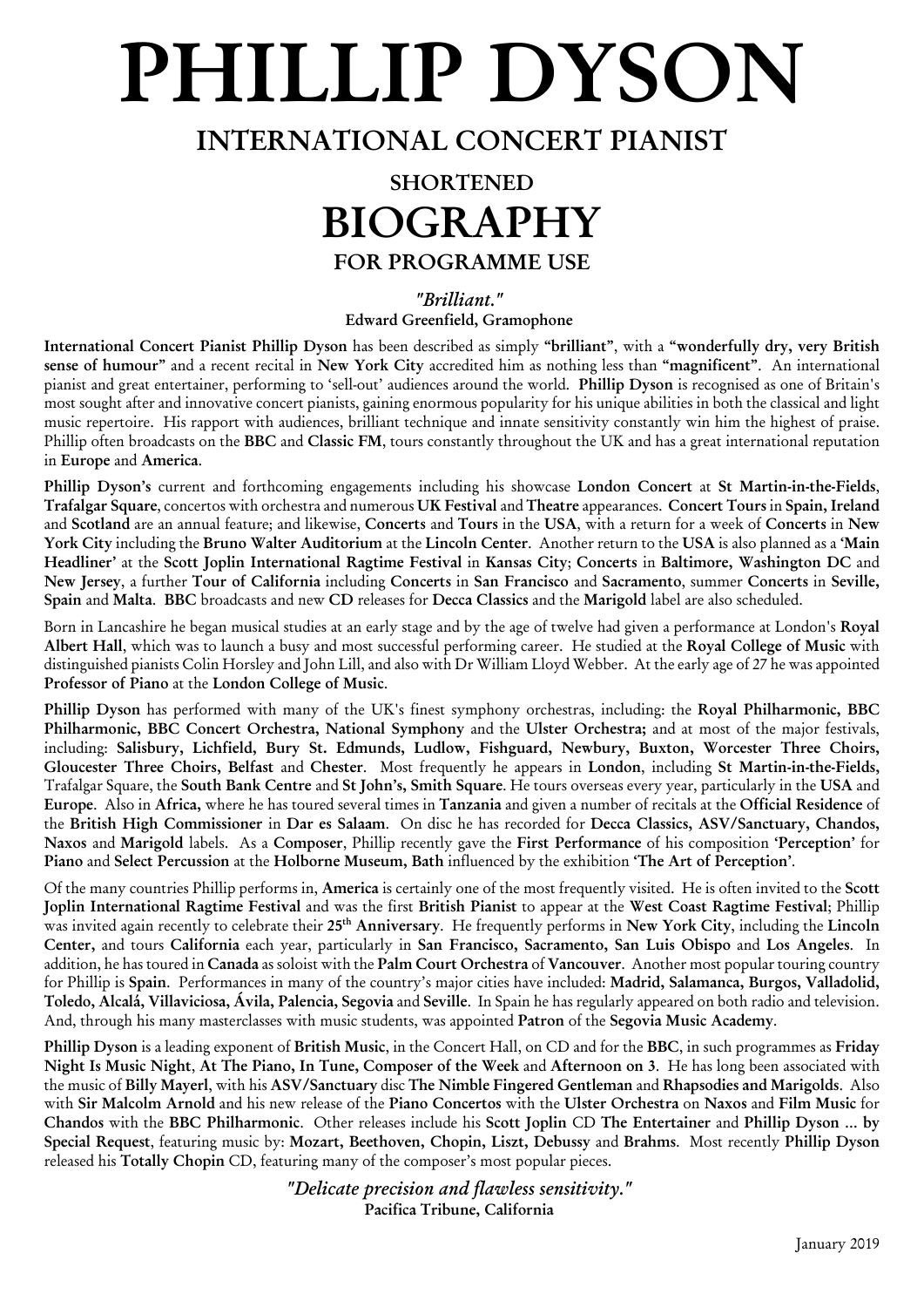# PHILLIP DYSON

## INTERNATIONAL CONCERT PIANIST

### SHORTENED

# BIOGRAPHY

### FOR PROGRAMME USE

*"Brilliant."*
**Edward Greenfield, Gramophone**

**International Concert Pianist Phillip Dyson** has been described as simply **"brilliant"**, with a **"wonderfully dry, very British sense of humour"** and a recent recital in **New York City** accredited him as nothing less than **"magnificent"**. An international pianist and great entertainer, performing to 'sell-out' audiences around the world. **Phillip Dyson** is recognised as one of Britain's most sought after and innovative concert pianists, gaining enormous popularity for his unique abilities in both the classical and light music repertoire. His rapport with audiences, brilliant technique and innate sensitivity constantly win him the highest of praise. Phillip often broadcasts on the **BBC** and **Classic FM**, tours constantly throughout the UK and has a great international reputation in **Europe** and **America**.

**Phillip Dyson's** current and forthcoming engagements including his showcase **London Concert** at **St Martin-in-the-Fields, Trafalgar Square**, concertos with orchestra and numerous **UK Festival** and **Theatre** appearances. **Concert Tours** in **Spain, Ireland** and **Scotland** are an annual feature; and likewise, **Concerts** and **Tours** in the **USA**, with a return for a week of **Concerts** in **New York City** including the **Bruno Walter Auditorium** at the **Lincoln Center**. Another return to the **USA** is also planned as a **'Main Headliner'** at the **Scott Joplin International Ragtime Festival** in **Kansas City**; **Concerts** in **Baltimore, Washington DC** and **New Jersey**, a further **Tour of California** including **Concerts** in **San Francisco** and **Sacramento**, summer **Concerts** in **Seville, Spain** and **Malta**. **BBC** broadcasts and new **CD** releases for **Decca Classics** and the **Marigold** label are also scheduled.

Born in Lancashire he began musical studies at an early stage and by the age of twelve had given a performance at London's **Royal Albert Hall**, which was to launch a busy and most successful performing career. He studied at the **Royal College of Music** with distinguished pianists Colin Horsley and John Lill, and also with Dr William Lloyd Webber. At the early age of 27 he was appointed **Professor of Piano** at the **London College of Music**.

**Phillip Dyson** has performed with many of the UK's finest symphony orchestras, including: the **Royal Philharmonic, BBC Philharmonic, BBC Concert Orchestra, National Symphony** and the **Ulster Orchestra;** and at most of the major festivals, including: **Salisbury, Lichfield, Bury St. Edmunds, Ludlow, Fishguard, Newbury, Buxton, Worcester Three Choirs, Gloucester Three Choirs, Belfast** and **Chester**. Most frequently he appears in **London**, including **St Martin-in-the-Fields,** Trafalgar Square, the **South Bank Centre** and **St John's, Smith Square**. He tours overseas every year, particularly in the **USA** and **Europe**. Also in **Africa,** where he has toured several times in **Tanzania** and given a number of recitals at the **Official Residence** of the **British High Commissioner** in **Dar es Salaam**. On disc he has recorded for **Decca Classics, ASV/Sanctuary, Chandos, Naxos** and **Marigold** labels. As a **Composer**, Phillip recently gave the **First Performance** of his composition **'Perception'** for **Piano** and **Select Percussion** at the **Holborne Museum, Bath** influenced by the exhibition **'The Art of Perception'**.

Of the many countries Phillip performs in, **America** is certainly one of the most frequently visited. He is often invited to the **Scott Joplin International Ragtime Festival** and was the first **British Pianist** to appear at the **West Coast Ragtime Festival**; Phillip was invited again recently to celebrate their **25th Anniversary**. He frequently performs in **New York City**, including the **Lincoln Center,** and tours **California** each year, particularly in **San Francisco, Sacramento, San Luis Obispo** and **Los Angeles**. In addition, he has toured in **Canada** as soloist with the **Palm Court Orchestra** of **Vancouver**. Another most popular touring country for Phillip is **Spain**. Performances in many of the country's major cities have included: **Madrid, Salamanca, Burgos, Valladolid, Toledo, Alcalá, Villaviciosa, Ávila, Palencia, Segovia** and **Seville**. In Spain he has regularly appeared on both radio and television. And, through his many masterclasses with music students, was appointed **Patron** of the **Segovia Music Academy**.

**Phillip Dyson** is a leading exponent of **British Music**, in the Concert Hall, on CD and for the **BBC**, in such programmes as **Friday Night Is Music Night**, **At The Piano, In Tune, Composer of the Week** and **Afternoon on 3**. He has long been associated with the music of **Billy Mayerl**, with his **ASV/Sanctuary** disc **The Nimble Fingered Gentleman** and **Rhapsodies and Marigolds**. Also with **Sir Malcolm Arnold** and his new release of the **Piano Concertos** with the **Ulster Orchestra** on **Naxos** and **Film Music** for **Chandos** with the **BBC Philharmonic**. Other releases include his **Scott Joplin** CD **The Entertainer** and **Phillip Dyson ... by Special Request**, featuring music by: **Mozart, Beethoven, Chopin, Liszt, Debussy** and **Brahms**. Most recently **Phillip Dyson** released his **Totally Chopin** CD, featuring many of the composer's most popular pieces.

*"Delicate precision and flawless sensitivity."*
**Pacifica Tribune, California**

January 2019